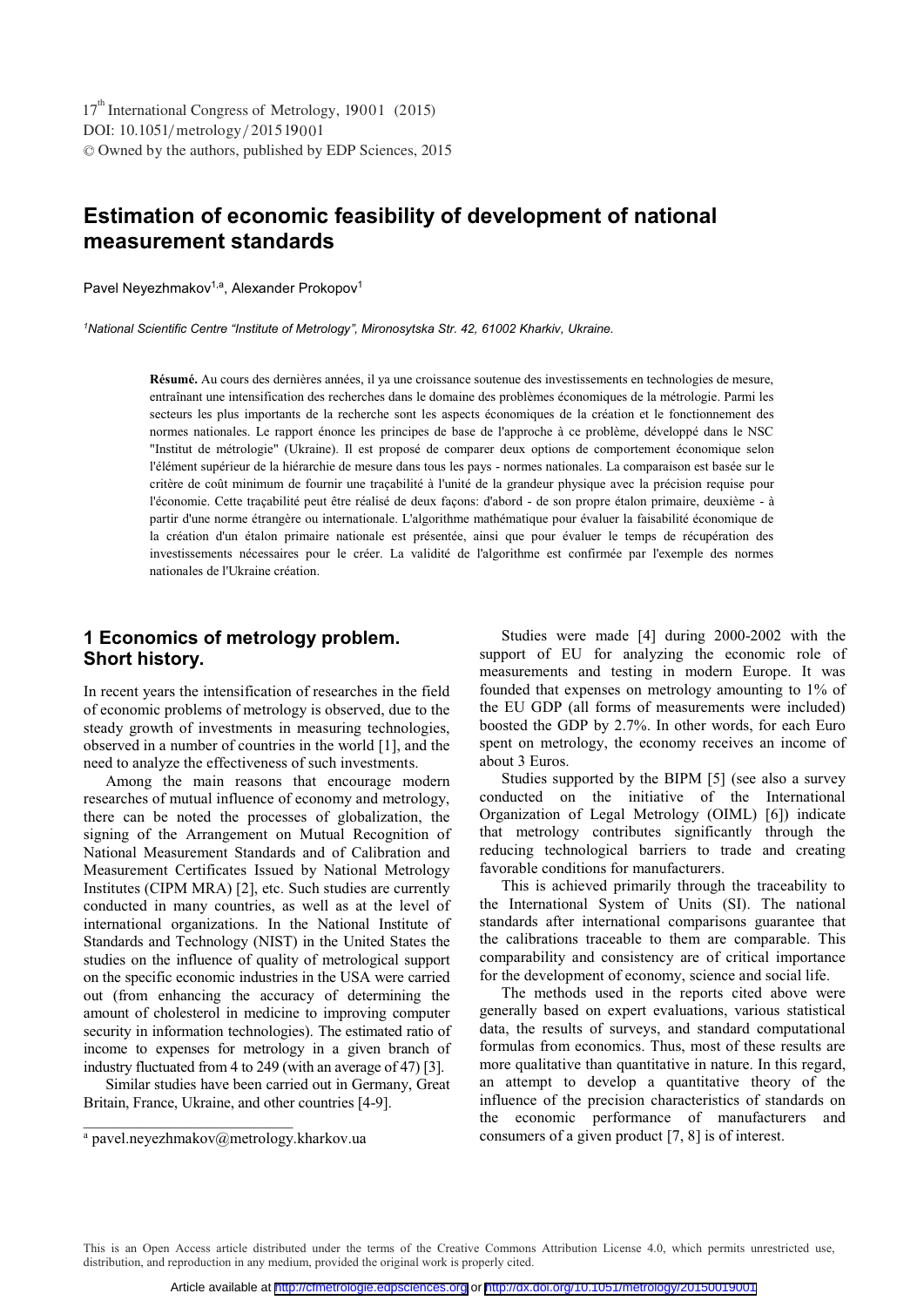17th International Congress of Metrology, 19001 (2015)
DOI: 10.1051/metrology/201519001
© Owned by the authors, published by EDP Sciences, 2015

# Estimation of economic feasibility of development of national measurement standards

Pavel Neyezhmakov[1,a], Alexander Prokopov[1]

[1] *National Scientific Centre "Institute of Metrology", Mironosytska Str. 42, 61002 Kharkiv, Ukraine.*

**Résumé.** Au cours des dernières années, il ya une croissance soutenue des investissements en technologies de mesure, entraînant une intensification des recherches dans le domaine des problèmes économiques de la métrologie. Parmi les secteurs les plus importants de la recherche sont les aspects économiques de la création et le fonctionnement des normes nationales. Le rapport énonce les principes de base de l'approche à ce problème, développé dans le NSC "Institut de métrologie" (Ukraine). Il est proposé de comparer deux options de comportement économique selon l'élément supérieur de la hiérarchie de mesure dans tous les pays - normes nationales. La comparaison est basée sur le critère de coût minimum de fournir une traçabilité à l'unité de la grandeur physique avec la précision requise pour l'économie. Cette traçabilité peut être réalisé de deux façons: d'abord - de son propre étalon primaire, deuxième - à partir d'une norme étrangère ou internationale. L'algorithme mathématique pour évaluer la faisabilité économique de la création d'un étalon primaire nationale est présentée, ainsi que pour évaluer le temps de récupération des investissements nécessaires pour le créer. La validité de l'algorithme est confirmée par l'exemple des normes nationales de l'Ukraine création.

## 1 Economics of metrology problem. Short history.

In recent years the intensification of researches in the field of economic problems of metrology is observed, due to the steady growth of investments in measuring technologies, observed in a number of countries in the world [1], and the need to analyze the effectiveness of such investments.

Among the main reasons that encourage modern researches of mutual influence of economy and metrology, there can be noted the processes of globalization, the signing of the Arrangement on Mutual Recognition of National Measurement Standards and of Calibration and Measurement Certificates Issued by National Metrology Institutes (CIPM MRA) [2], etc. Such studies are currently conducted in many countries, as well as at the level of international organizations. In the National Institute of Standards and Technology (NIST) in the United States the studies on the influence of quality of metrological support on the specific economic industries in the USA were carried out (from enhancing the accuracy of determining the amount of cholesterol in medicine to improving computer security in information technologies). The estimated ratio of income to expenses for metrology in a given branch of industry fluctuated from 4 to 249 (with an average of 47) [3].

Similar studies have been carried out in Germany, Great Britain, France, Ukraine, and other countries [4-9].

Studies were made [4] during 2000-2002 with the support of EU for analyzing the economic role of measurements and testing in modern Europe. It was founded that expenses on metrology amounting to 1% of the EU GDP (all forms of measurements were included) boosted the GDP by 2.7%. In other words, for each Euro spent on metrology, the economy receives an income of about 3 Euros.

Studies supported by the BIPM [5] (see also a survey conducted on the initiative of the International Organization of Legal Metrology (OIML) [6]) indicate that metrology contributes significantly through the reducing technological barriers to trade and creating favorable conditions for manufacturers.

This is achieved primarily through the traceability to the International System of Units (SI). The national standards after international comparisons guarantee that the calibrations traceable to them are comparable. This comparability and consistency are of critical importance for the development of economy, science and social life.

The methods used in the reports cited above were generally based on expert evaluations, various statistical data, the results of surveys, and standard computational formulas from economics. Thus, most of these results are more qualitative than quantitative in nature. In this regard, an attempt to develop a quantitative theory of the influence of the precision characteristics of standards on the economic performance of manufacturers and consumers of a given product [7, 8] is of interest.

[a] pavel.neyezhmakov@metrology.kharkov.ua

This is an Open Access article distributed under the terms of the Creative Commons Attribution License 4.0, which permits unrestricted use, distribution, and reproduction in any medium, provided the original work is properly cited.

Article available at http://cfmetrologie.edpsciences.org or http://dx.doi.org/10.1051/metrology/201519001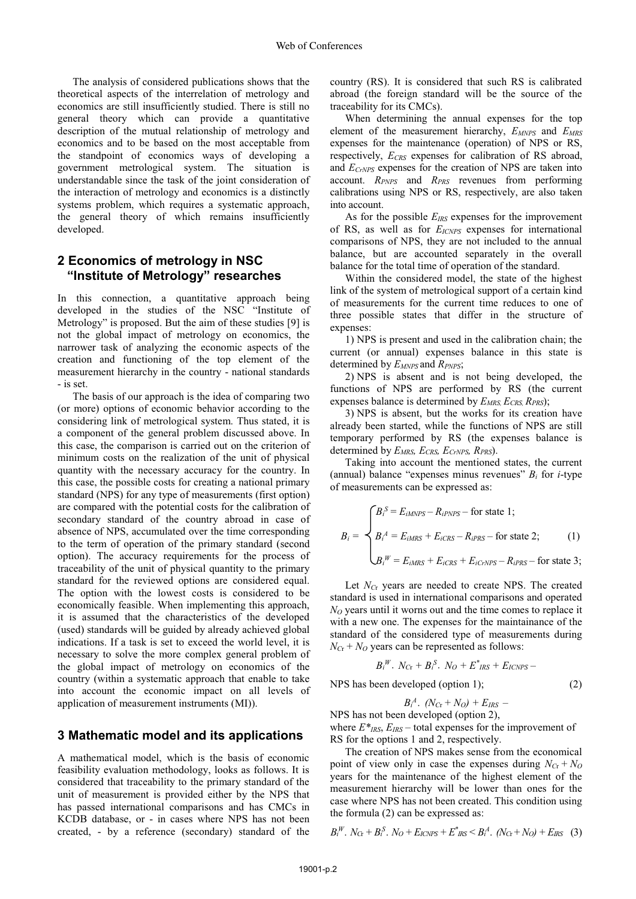The analysis of considered publications shows that the theoretical aspects of the interrelation of metrology and economics are still insufficiently studied. There is still no general theory which can provide a quantitative description of the mutual relationship of metrology and economics and to be based on the most acceptable from the standpoint of economics ways of developing a government metrological system. The situation is understandable since the task of the joint consideration of the interaction of metrology and economics is a distinctly systems problem, which requires a systematic approach, the general theory of which remains insufficiently developed.

## 2 Economics of metrology in NSC "Institute of Metrology" researches

In this connection, a quantitative approach being developed in the studies of the NSC "Institute of Metrology" is proposed. But the aim of these studies [9] is not the global impact of metrology on economics, the narrower task of analyzing the economic aspects of the creation and functioning of the top element of the measurement hierarchy in the country - national standards - is set.

The basis of our approach is the idea of comparing two (or more) options of economic behavior according to the considering link of metrological system. Thus stated, it is a component of the general problem discussed above. In this case, the comparison is carried out on the criterion of minimum costs on the realization of the unit of physical quantity with the necessary accuracy for the country. In this case, the possible costs for creating a national primary standard (NPS) for any type of measurements (first option) are compared with the potential costs for the calibration of secondary standard of the country abroad in case of absence of NPS, accumulated over the time corresponding to the term of operation of the primary standard (second option). The accuracy requirements for the process of traceability of the unit of physical quantity to the primary standard for the reviewed options are considered equal. The option with the lowest costs is considered to be economically feasible. When implementing this approach, it is assumed that the characteristics of the developed (used) standards will be guided by already achieved global indications. If a task is set to exceed the world level, it is necessary to solve the more complex general problem of the global impact of metrology on economics of the country (within a systematic approach that enable to take into account the economic impact on all levels of application of measurement instruments (MI)).

## 3 Mathematic model and its applications

A mathematical model, which is the basis of economic feasibility evaluation methodology, looks as follows. It is considered that traceability to the primary standard of the unit of measurement is provided either by the NPS that has passed international comparisons and has CMCs in KCDB database, or - in cases where NPS has not been created, - by a reference (secondary) standard of the country (RS). It is considered that such RS is calibrated abroad (the foreign standard will be the source of the traceability for its CMCs).

When determining the annual expenses for the top element of the measurement hierarchy, $E_{MNPS}$ and $E_{MRS}$ expenses for the maintenance (operation) of NPS or RS, respectively, $E_{CRS}$ expenses for calibration of RS abroad, and $E_{CrNPS}$ expenses for the creation of NPS are taken into account. $R_{PNPS}$ and $R_{PRS}$ revenues from performing calibrations using NPS or RS, respectively, are also taken into account.

As for the possible $E_{IRS}$ expenses for the improvement of RS, as well as for $E_{ICNPS}$ expenses for international comparisons of NPS, they are not included to the annual balance, but are accounted separately in the overall balance for the total time of operation of the standard.

Within the considered model, the state of the highest link of the system of metrological support of a certain kind of measurements for the current time reduces to one of three possible states that differ in the structure of expenses:

1) NPS is present and used in the calibration chain; the current (or annual) expenses balance in this state is determined by $E_{MNPS}$ and $R_{PNPS}$;

2) NPS is absent and is not being developed, the functions of NPS are performed by RS (the current expenses balance is determined by $E_{MRS}, E_{CRS}, R_{PRS}$);

3) NPS is absent, but the works for its creation have already been started, while the functions of NPS are still temporary performed by RS (the expenses balance is determined by $E_{MRS}$, $E_{CRS}$, $E_{CrNPS}$, $R_{PRS}$).

Taking into account the mentioned states, the current (annual) balance "expenses minus revenues" $B_i$ for $i$-type of measurements can be expressed as:

$$B_i = \begin{cases} B_i^S = E_{iMNPS} - R_{iPNPS} \text{ – for state 1;} \\ B_i^A = E_{iMRS} + E_{iCRS} - R_{iPRS} \text{ – for state 2;} \\ B_i^W = E_{iMRS} + E_{iCRS} + E_{iCrNPS} - R_{iPRS} \text{ – for state 3;} \end{cases} \tag{1}$$

Let $N_{Cr}$ years are needed to create NPS. The created standard is used in international comparisons and operated $N_O$ years until it worns out and the time comes to replace it with a new one. The expenses for the maintainance of the standard of the considered type of measurements during $N_{Cr} + N_O$ years can be represented as follows:

$$B_i^W \cdot N_{Cr} + B_i^S \cdot N_O + E^*_{IRS} + E_{ICNPS} \text{ –}$$

NPS has been developed (option 1); (2)

$$B_i^A \cdot (N_{Cr} + N_O) + E_{IRS} \text{ –}$$

NPS has not been developed (option 2),

where $E^*_{IRS}$, $E_{IRS}$ – total expenses for the improvement of RS for the options 1 and 2, respectively.

The creation of NPS makes sense from the economical point of view only in case the expenses during $N_{Cr} + N_O$ years for the maintenance of the highest element of the measurement hierarchy will be lower than ones for the case where NPS has not been created. This condition using the formula (2) can be expressed as:

$$B_i^W \cdot N_{Cr} + B_i^S \cdot N_O + E_{ICNPS} + E^*_{IRS} < B_i^A \cdot (N_{Cr} + N_O) + E_{IRS} \tag{3}$$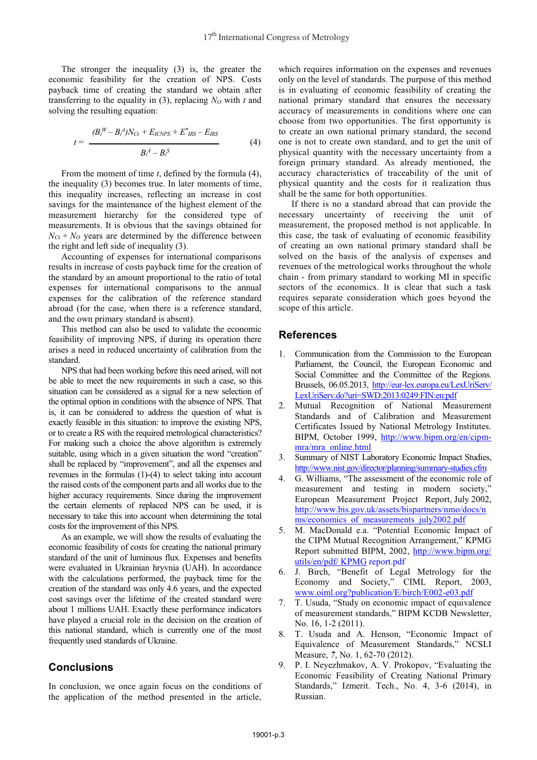The stronger the inequality (3) is, the greater the economic feasibility for the creation of NPS. Costs payback time of creating the standard we obtain after transferring to the equality in (3), replacing $N_O$ with $t$ and solving the resulting equation:

$$t = \frac{(B_i^W - B_i^A)N_{Cr} + E_{ICNPS} + E^*_{IRS} - E_{IRS}}{B_i^A - B_i^S} \qquad (4)$$

From the moment of time $t$, defined by the formula (4), the inequality (3) becomes true. In later moments of time, this inequality increases, reflecting an increase in cost savings for the maintenance of the highest element of the measurement hierarchy for the considered type of measurements. It is obvious that the savings obtained for $N_{Cr} + N_O$ years are determined by the difference between the right and left side of inequality (3).

Accounting of expenses for international comparisons results in increase of costs payback time for the creation of the standard by an amount proportional to the ratio of total expenses for international comparisons to the annual expenses for the calibration of the reference standard abroad (for the case, when there is a reference standard, and the own primary standard is absent).

This method can also be used to validate the economic feasibility of improving NPS, if during its operation there arises a need in reduced uncertainty of calibration from the standard.

NPS that had been working before this need arised, will not be able to meet the new requirements in such a case, so this situation can be considered as a signal for a new selection of the optimal option in conditions with the absence of NPS. That is, it can be considered to address the question of what is exactly feasible in this situation: to improve the existing NPS, or to create a RS with the required metrological characteristics? For making such a choice the above algorithm is extremely suitable, using which in a given situation the word "creation" shall be replaced by "improvement", and all the expenses and revenues in the formulas (1)-(4) to select taking into account the raised costs of the component parts and all works due to the higher accuracy requirements. Since during the improvement the certain elements of replaced NPS can be used, it is necessary to take this into account when determining the total costs for the improvement of this NPS.

As an example, we will show the results of evaluating the economic feasibility of costs for creating the national primary standard of the unit of luminous flux. Expenses and benefits were evaluated in Ukrainian hryvnia (UAH). In accordance with the calculations performed, the payback time for the creation of the standard was only 4.6 years, and the expected cost savings over the lifetime of the created standard were about 1 millions UAH. Exactly these performance indicators have played a crucial role in the decision on the creation of this national standard, which is currently one of the most frequently used standards of Ukraine.

## Conclusions

In conclusion, we once again focus on the conditions of the application of the method presented in the article, which requires information on the expenses and revenues only on the level of standards. The purpose of this method is in evaluating of economic feasibility of creating the national primary standard that ensures the necessary accuracy of measurements in conditions where one can choose from two opportunities. The first opportunity is to create an own national primary standard, the second one is not to create own standard, and to get the unit of physical quantity with the necessary uncertainty from a foreign primary standard. As already mentioned, the accuracy characteristics of traceability of the unit of physical quantity and the costs for it realization thus shall be the same for both opportunities.

If there is no a standard abroad that can provide the necessary uncertainty of receiving the unit of measurement, the proposed method is not applicable. In this case, the task of evaluating of economic feasibility of creating an own national primary standard shall be solved on the basis of the analysis of expenses and revenues of the metrological works throughout the whole chain - from primary standard to working MI in specific sectors of the economics. It is clear that such a task requires separate consideration which goes beyond the scope of this article.

## References

1. Communication from the Commission to the European Parliament, the Council, the European Economic and Social Committee and the Committee of the Regions. Brussels, 06.05.2013, http://eur-lex.europa.eu/LexUriServ/LexUriServ.do?uri=SWD:2013:0249:FIN:en:pdf
2. Mutual Recognition of National Measurement Standards and of Calibration and Measurement Certificates Issued by National Metrology Institutes. BIPM, October 1999, http://www.bipm.org/en/cipm-mra/mra_online.html
3. Summary of NIST Laboratory Economic Impact Studies, http://www.nist.gov/director/planning/summary-studies.cfm
4. G. Williams, "The assessment of the economic role of measurement and testing in modern society," European Measurement Project Report, July 2002, http://www.bis.gov.uk/assets/bispartners/nmo/docs/nms/economics_of_measurements_july2002.pdf
5. M. MacDonald e.a. "Potential Economic Impact of the CIPM Mutual Recognition Arrangement," KPMG Report submitted BIPM, 2002, http://www.bipm.org/utils/en/pdf/ KPMG report.pdf
6. J. Birch, "Benefit of Legal Metrology for the Economy and Society," CIML Report, 2003, www.oiml.org?publication/E/birch/E002-e03.pdf
7. T. Usuda, "Study on economic impact of equivalence of measurement standards," BIPM KCDB Newsletter, No. 16, 1-2 (2011).
8. T. Usuda and A. Henson, "Economic Impact of Equivalence of Measurement Standards," NCSLI Measure, *7*, No. 1, 62-70 (2012).
9. P. I. Neyezhmakov, A. V. Prokopov, "Evaluating the Economic Feasibility of Creating National Primary Standards," Izmerit. Tech., No. 4, 3-6 (2014), in Russian.